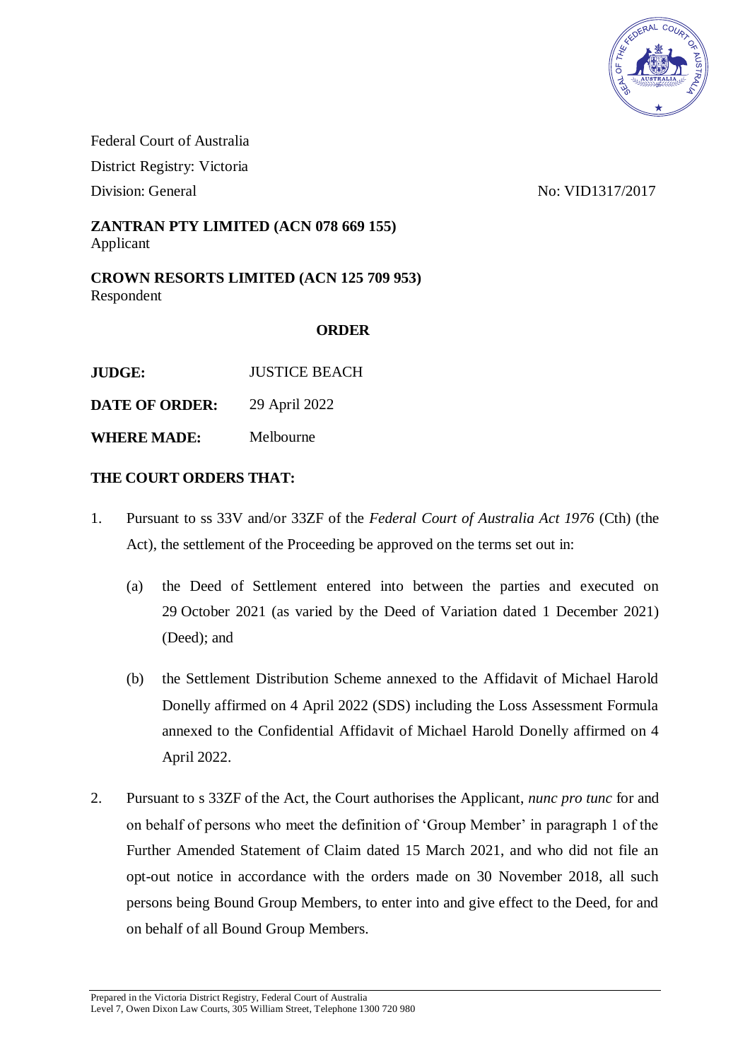Federal Court of Australia
District Registry: Victoria
Division: General

No: VID1317/2017

**ZANTRAN PTY LIMITED (ACN 078 669 155)**
Applicant

**CROWN RESORTS LIMITED (ACN 125 709 953)**
Respondent

**ORDER**

**JUDGE:** JUSTICE BEACH

**DATE OF ORDER:** 29 April 2022

**WHERE MADE:** Melbourne

**THE COURT ORDERS THAT:**

1. Pursuant to ss 33V and/or 33ZF of the *Federal Court of Australia Act 1976* (Cth) (the Act), the settlement of the Proceeding be approved on the terms set out in:

   (a) the Deed of Settlement entered into between the parties and executed on 29 October 2021 (as varied by the Deed of Variation dated 1 December 2021) (Deed); and

   (b) the Settlement Distribution Scheme annexed to the Affidavit of Michael Harold Donelly affirmed on 4 April 2022 (SDS) including the Loss Assessment Formula annexed to the Confidential Affidavit of Michael Harold Donelly affirmed on 4 April 2022.

2. Pursuant to s 33ZF of the Act, the Court authorises the Applicant, *nunc pro tunc* for and on behalf of persons who meet the definition of 'Group Member' in paragraph 1 of the Further Amended Statement of Claim dated 15 March 2021, and who did not file an opt-out notice in accordance with the orders made on 30 November 2018, all such persons being Bound Group Members, to enter into and give effect to the Deed, for and on behalf of all Bound Group Members.

Prepared in the Victoria District Registry, Federal Court of Australia
Level 7, Owen Dixon Law Courts, 305 William Street, Telephone 1300 720 980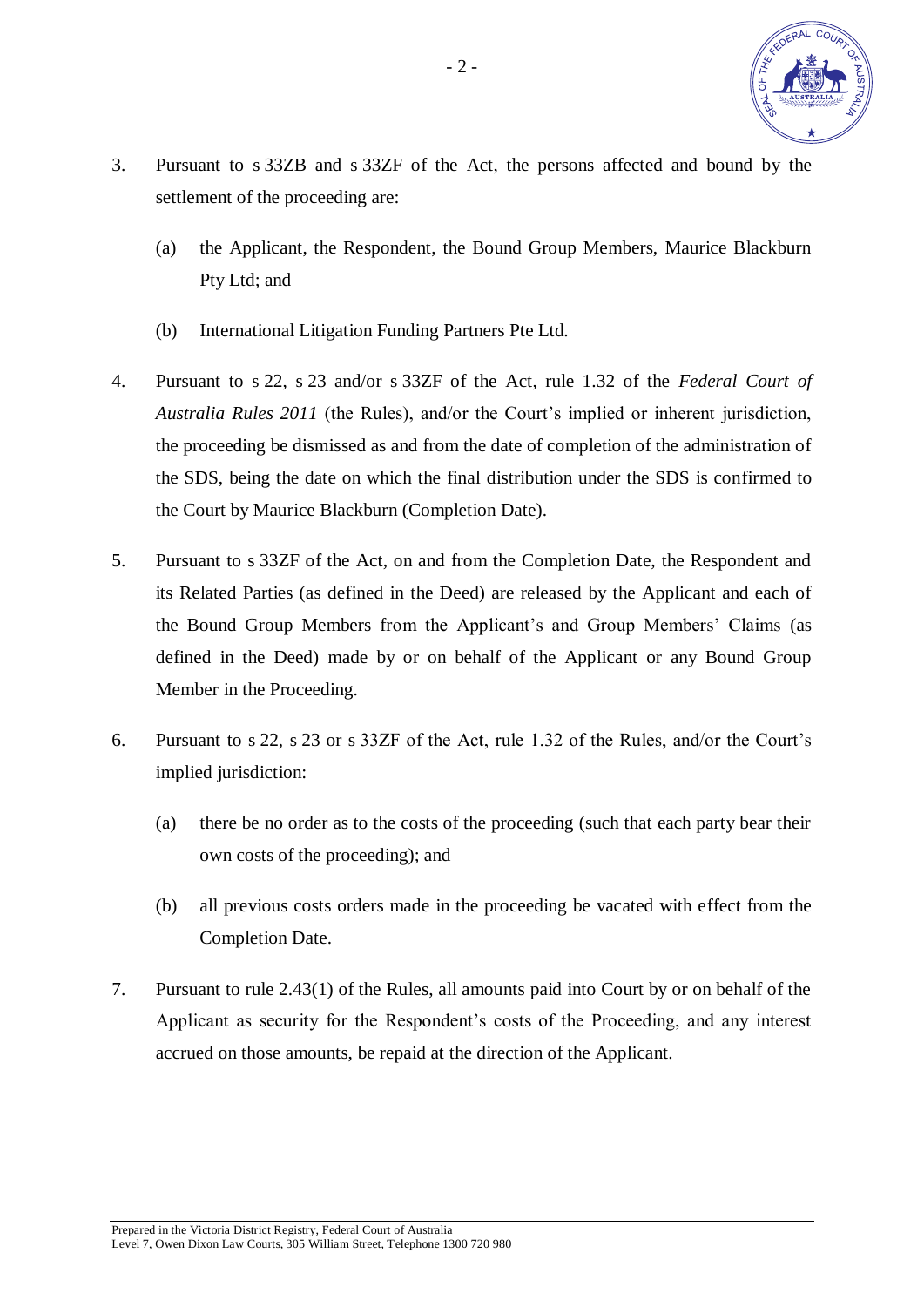3. Pursuant to s 33ZB and s 33ZF of the Act, the persons affected and bound by the settlement of the proceeding are:

   (a) the Applicant, the Respondent, the Bound Group Members, Maurice Blackburn Pty Ltd; and

   (b) International Litigation Funding Partners Pte Ltd.

4. Pursuant to s 22, s 23 and/or s 33ZF of the Act, rule 1.32 of the *Federal Court of Australia Rules 2011* (the Rules), and/or the Court's implied or inherent jurisdiction, the proceeding be dismissed as and from the date of completion of the administration of the SDS, being the date on which the final distribution under the SDS is confirmed to the Court by Maurice Blackburn (Completion Date).

5. Pursuant to s 33ZF of the Act, on and from the Completion Date, the Respondent and its Related Parties (as defined in the Deed) are released by the Applicant and each of the Bound Group Members from the Applicant's and Group Members' Claims (as defined in the Deed) made by or on behalf of the Applicant or any Bound Group Member in the Proceeding.

6. Pursuant to s 22, s 23 or s 33ZF of the Act, rule 1.32 of the Rules, and/or the Court's implied jurisdiction:

   (a) there be no order as to the costs of the proceeding (such that each party bear their own costs of the proceeding); and

   (b) all previous costs orders made in the proceeding be vacated with effect from the Completion Date.

7. Pursuant to rule 2.43(1) of the Rules, all amounts paid into Court by or on behalf of the Applicant as security for the Respondent's costs of the Proceeding, and any interest accrued on those amounts, be repaid at the direction of the Applicant.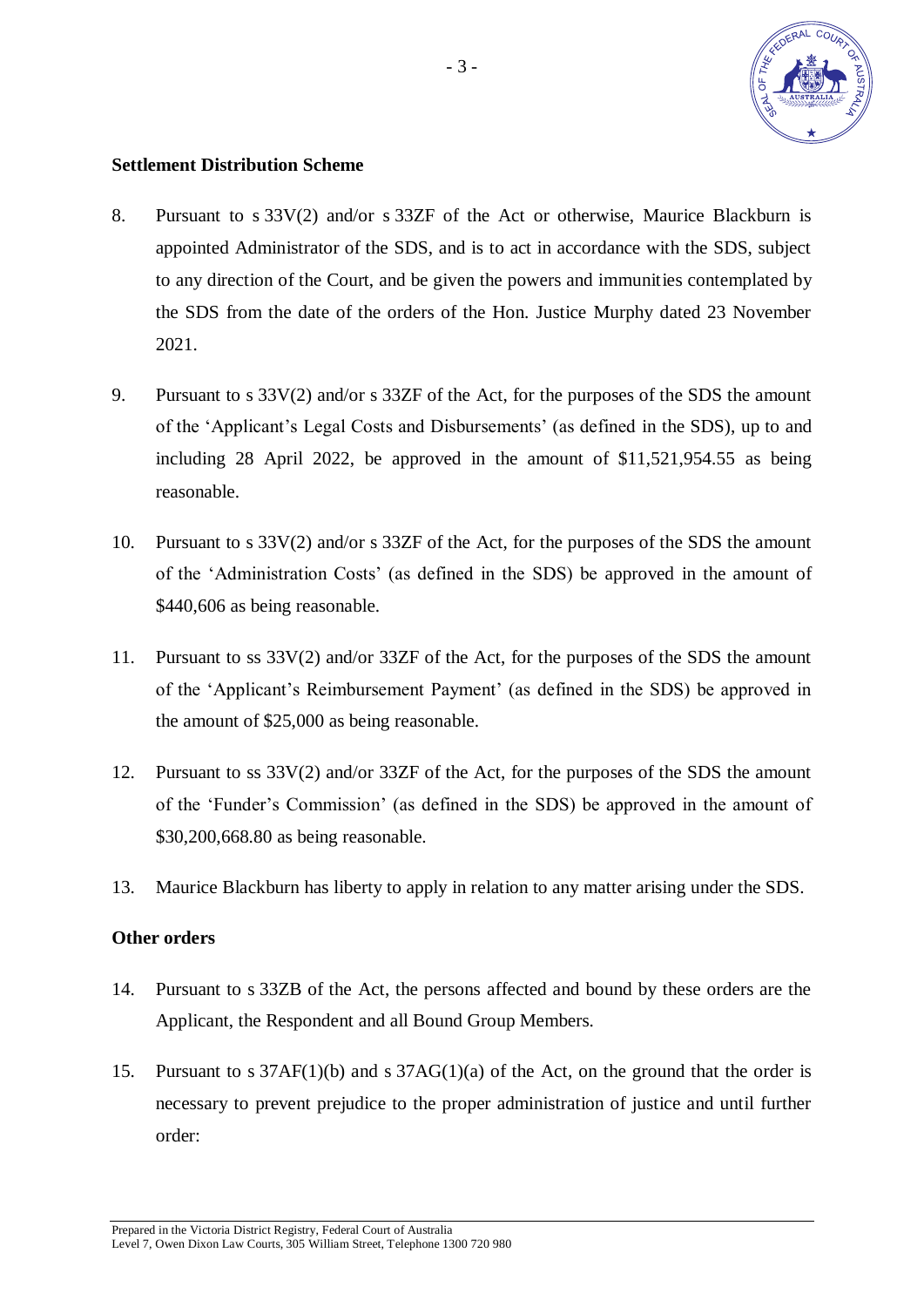**Settlement Distribution Scheme**

8. Pursuant to s 33V(2) and/or s 33ZF of the Act or otherwise, Maurice Blackburn is appointed Administrator of the SDS, and is to act in accordance with the SDS, subject to any direction of the Court, and be given the powers and immunities contemplated by the SDS from the date of the orders of the Hon. Justice Murphy dated 23 November 2021.

9. Pursuant to s 33V(2) and/or s 33ZF of the Act, for the purposes of the SDS the amount of the 'Applicant's Legal Costs and Disbursements' (as defined in the SDS), up to and including 28 April 2022, be approved in the amount of $11,521,954.55 as being reasonable.

10. Pursuant to s 33V(2) and/or s 33ZF of the Act, for the purposes of the SDS the amount of the 'Administration Costs' (as defined in the SDS) be approved in the amount of $440,606 as being reasonable.

11. Pursuant to ss 33V(2) and/or 33ZF of the Act, for the purposes of the SDS the amount of the 'Applicant's Reimbursement Payment' (as defined in the SDS) be approved in the amount of $25,000 as being reasonable.

12. Pursuant to ss 33V(2) and/or 33ZF of the Act, for the purposes of the SDS the amount of the 'Funder's Commission' (as defined in the SDS) be approved in the amount of $30,200,668.80 as being reasonable.

13. Maurice Blackburn has liberty to apply in relation to any matter arising under the SDS.

**Other orders**

14. Pursuant to s 33ZB of the Act, the persons affected and bound by these orders are the Applicant, the Respondent and all Bound Group Members.

15. Pursuant to s 37AF(1)(b) and s 37AG(1)(a) of the Act, on the ground that the order is necessary to prevent prejudice to the proper administration of justice and until further order: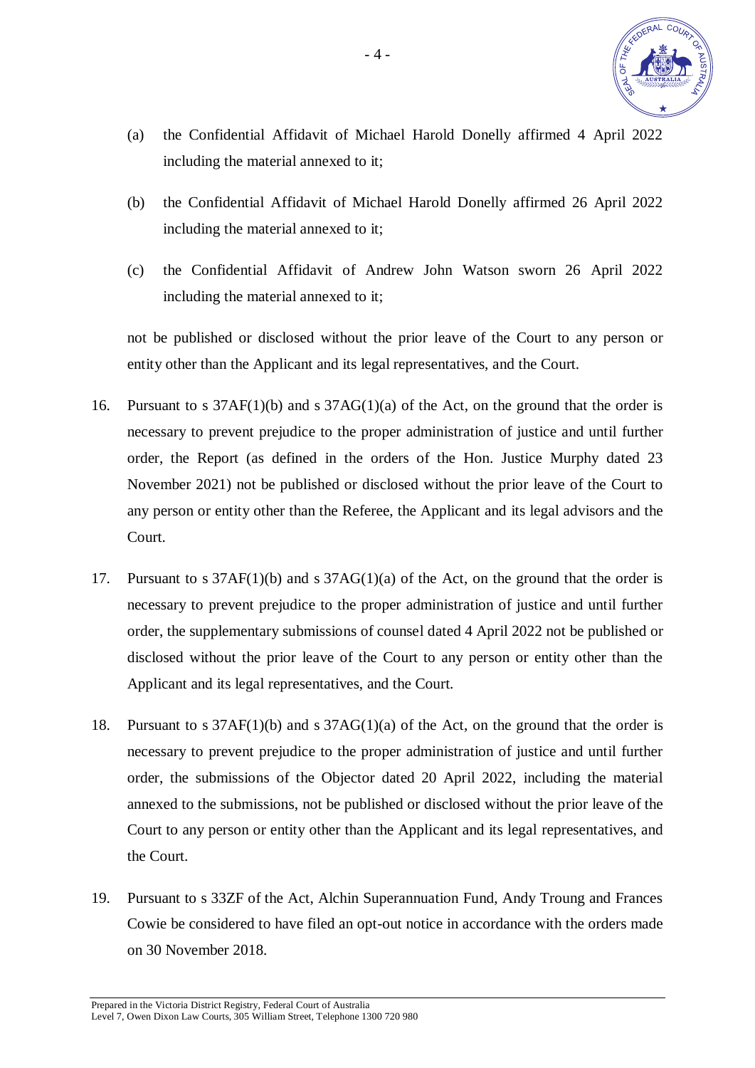(a) the Confidential Affidavit of Michael Harold Donelly affirmed 4 April 2022 including the material annexed to it;

(b) the Confidential Affidavit of Michael Harold Donelly affirmed 26 April 2022 including the material annexed to it;

(c) the Confidential Affidavit of Andrew John Watson sworn 26 April 2022 including the material annexed to it;

not be published or disclosed without the prior leave of the Court to any person or entity other than the Applicant and its legal representatives, and the Court.

16. Pursuant to s 37AF(1)(b) and s 37AG(1)(a) of the Act, on the ground that the order is necessary to prevent prejudice to the proper administration of justice and until further order, the Report (as defined in the orders of the Hon. Justice Murphy dated 23 November 2021) not be published or disclosed without the prior leave of the Court to any person or entity other than the Referee, the Applicant and its legal advisors and the Court.

17. Pursuant to s 37AF(1)(b) and s 37AG(1)(a) of the Act, on the ground that the order is necessary to prevent prejudice to the proper administration of justice and until further order, the supplementary submissions of counsel dated 4 April 2022 not be published or disclosed without the prior leave of the Court to any person or entity other than the Applicant and its legal representatives, and the Court.

18. Pursuant to s 37AF(1)(b) and s 37AG(1)(a) of the Act, on the ground that the order is necessary to prevent prejudice to the proper administration of justice and until further order, the submissions of the Objector dated 20 April 2022, including the material annexed to the submissions, not be published or disclosed without the prior leave of the Court to any person or entity other than the Applicant and its legal representatives, and the Court.

19. Pursuant to s 33ZF of the Act, Alchin Superannuation Fund, Andy Troung and Frances Cowie be considered to have filed an opt-out notice in accordance with the orders made on 30 November 2018.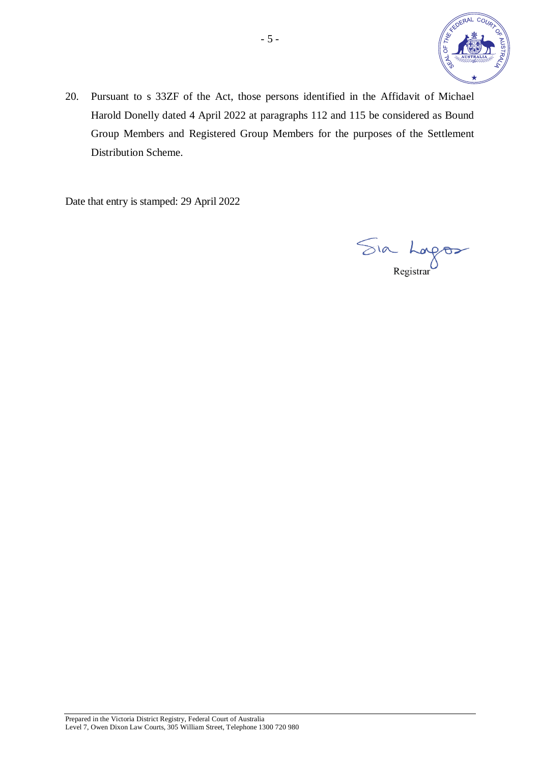20. Pursuant to s 33ZF of the Act, those persons identified in the Affidavit of Michael Harold Donelly dated 4 April 2022 at paragraphs 112 and 115 be considered as Bound Group Members and Registered Group Members for the purposes of the Settlement Distribution Scheme.

Date that entry is stamped: 29 April 2022

Registrar

Prepared in the Victoria District Registry, Federal Court of Australia
Level 7, Owen Dixon Law Courts, 305 William Street, Telephone 1300 720 980